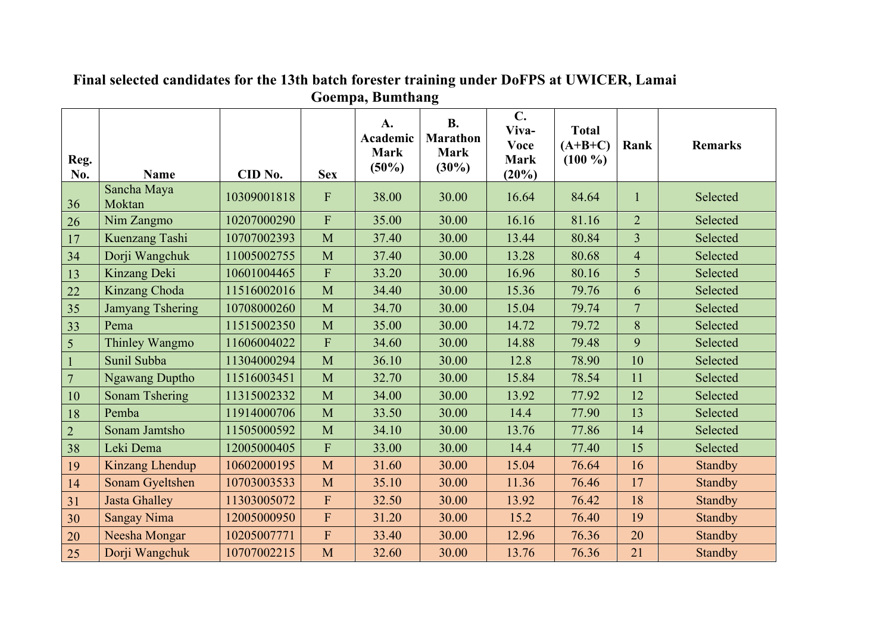**Final selected candidates for the 13th batch forester training under DoFPS at UWICER, Lamai Goempa, Bumthang**

| Reg. No. | Name | CID No. | Sex | A. Academic Mark (50%) | B. Marathon Mark (30%) | C. Viva-Voce Mark (20%) | Total (A+B+C) (100 %) | Rank | Remarks |
|---|---|---|---|---|---|---|---|---|---|
| 36 | Sancha Maya Moktan | 10309001818 | F | 38.00 | 30.00 | 16.64 | 84.64 | 1 | Selected |
| 26 | Nim Zangmo | 10207000290 | F | 35.00 | 30.00 | 16.16 | 81.16 | 2 | Selected |
| 17 | Kuenzang Tashi | 10707002393 | M | 37.40 | 30.00 | 13.44 | 80.84 | 3 | Selected |
| 34 | Dorji Wangchuk | 11005002755 | M | 37.40 | 30.00 | 13.28 | 80.68 | 4 | Selected |
| 13 | Kinzang Deki | 10601004465 | F | 33.20 | 30.00 | 16.96 | 80.16 | 5 | Selected |
| 22 | Kinzang Choda | 11516002016 | M | 34.40 | 30.00 | 15.36 | 79.76 | 6 | Selected |
| 35 | Jamyang Tshering | 10708000260 | M | 34.70 | 30.00 | 15.04 | 79.74 | 7 | Selected |
| 33 | Pema | 11515002350 | M | 35.00 | 30.00 | 14.72 | 79.72 | 8 | Selected |
| 5 | Thinley Wangmo | 11606004022 | F | 34.60 | 30.00 | 14.88 | 79.48 | 9 | Selected |
| 1 | Sunil Subba | 11304000294 | M | 36.10 | 30.00 | 12.8 | 78.90 | 10 | Selected |
| 7 | Ngawang Duptho | 11516003451 | M | 32.70 | 30.00 | 15.84 | 78.54 | 11 | Selected |
| 10 | Sonam Tshering | 11315002332 | M | 34.00 | 30.00 | 13.92 | 77.92 | 12 | Selected |
| 18 | Pemba | 11914000706 | M | 33.50 | 30.00 | 14.4 | 77.90 | 13 | Selected |
| 2 | Sonam Jamtsho | 11505000592 | M | 34.10 | 30.00 | 13.76 | 77.86 | 14 | Selected |
| 38 | Leki Dema | 12005000405 | F | 33.00 | 30.00 | 14.4 | 77.40 | 15 | Selected |
| 19 | Kinzang Lhendup | 10602000195 | M | 31.60 | 30.00 | 15.04 | 76.64 | 16 | Standby |
| 14 | Sonam Gyeltshen | 10703003533 | M | 35.10 | 30.00 | 11.36 | 76.46 | 17 | Standby |
| 31 | Jasta Ghalley | 11303005072 | F | 32.50 | 30.00 | 13.92 | 76.42 | 18 | Standby |
| 30 | Sangay Nima | 12005000950 | F | 31.20 | 30.00 | 15.2 | 76.40 | 19 | Standby |
| 20 | Neesha Mongar | 10205007771 | F | 33.40 | 30.00 | 12.96 | 76.36 | 20 | Standby |
| 25 | Dorji Wangchuk | 10707002215 | M | 32.60 | 30.00 | 13.76 | 76.36 | 21 | Standby |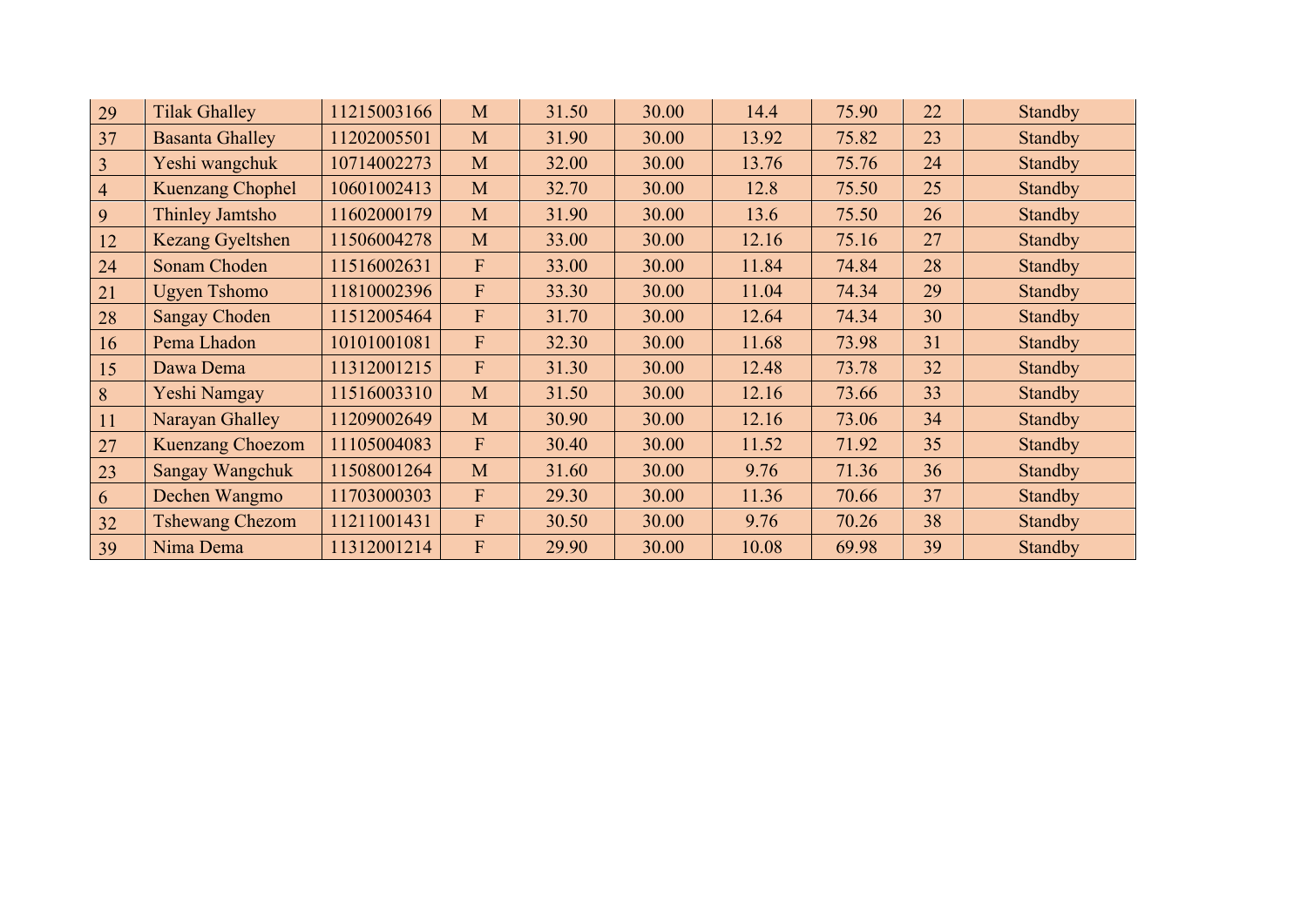| | | | | | | | | | |
|---|---|---|---|---|---|---|---|---|---|
| 29 | Tilak Ghalley | 11215003166 | M | 31.50 | 30.00 | 14.4 | 75.90 | 22 | Standby |
| 37 | Basanta Ghalley | 11202005501 | M | 31.90 | 30.00 | 13.92 | 75.82 | 23 | Standby |
| 3 | Yeshi wangchuk | 10714002273 | M | 32.00 | 30.00 | 13.76 | 75.76 | 24 | Standby |
| 4 | Kuenzang Chophel | 10601002413 | M | 32.70 | 30.00 | 12.8 | 75.50 | 25 | Standby |
| 9 | Thinley Jamtsho | 11602000179 | M | 31.90 | 30.00 | 13.6 | 75.50 | 26 | Standby |
| 12 | Kezang Gyeltshen | 11506004278 | M | 33.00 | 30.00 | 12.16 | 75.16 | 27 | Standby |
| 24 | Sonam Choden | 11516002631 | F | 33.00 | 30.00 | 11.84 | 74.84 | 28 | Standby |
| 21 | Ugyen Tshomo | 11810002396 | F | 33.30 | 30.00 | 11.04 | 74.34 | 29 | Standby |
| 28 | Sangay Choden | 11512005464 | F | 31.70 | 30.00 | 12.64 | 74.34 | 30 | Standby |
| 16 | Pema Lhadon | 10101001081 | F | 32.30 | 30.00 | 11.68 | 73.98 | 31 | Standby |
| 15 | Dawa Dema | 11312001215 | F | 31.30 | 30.00 | 12.48 | 73.78 | 32 | Standby |
| 8 | Yeshi Namgay | 11516003310 | M | 31.50 | 30.00 | 12.16 | 73.66 | 33 | Standby |
| 11 | Narayan Ghalley | 11209002649 | M | 30.90 | 30.00 | 12.16 | 73.06 | 34 | Standby |
| 27 | Kuenzang Choezom | 11105004083 | F | 30.40 | 30.00 | 11.52 | 71.92 | 35 | Standby |
| 23 | Sangay Wangchuk | 11508001264 | M | 31.60 | 30.00 | 9.76 | 71.36 | 36 | Standby |
| 6 | Dechen Wangmo | 11703000303 | F | 29.30 | 30.00 | 11.36 | 70.66 | 37 | Standby |
| 32 | Tshewang Chezom | 11211001431 | F | 30.50 | 30.00 | 9.76 | 70.26 | 38 | Standby |
| 39 | Nima Dema | 11312001214 | F | 29.90 | 30.00 | 10.08 | 69.98 | 39 | Standby |